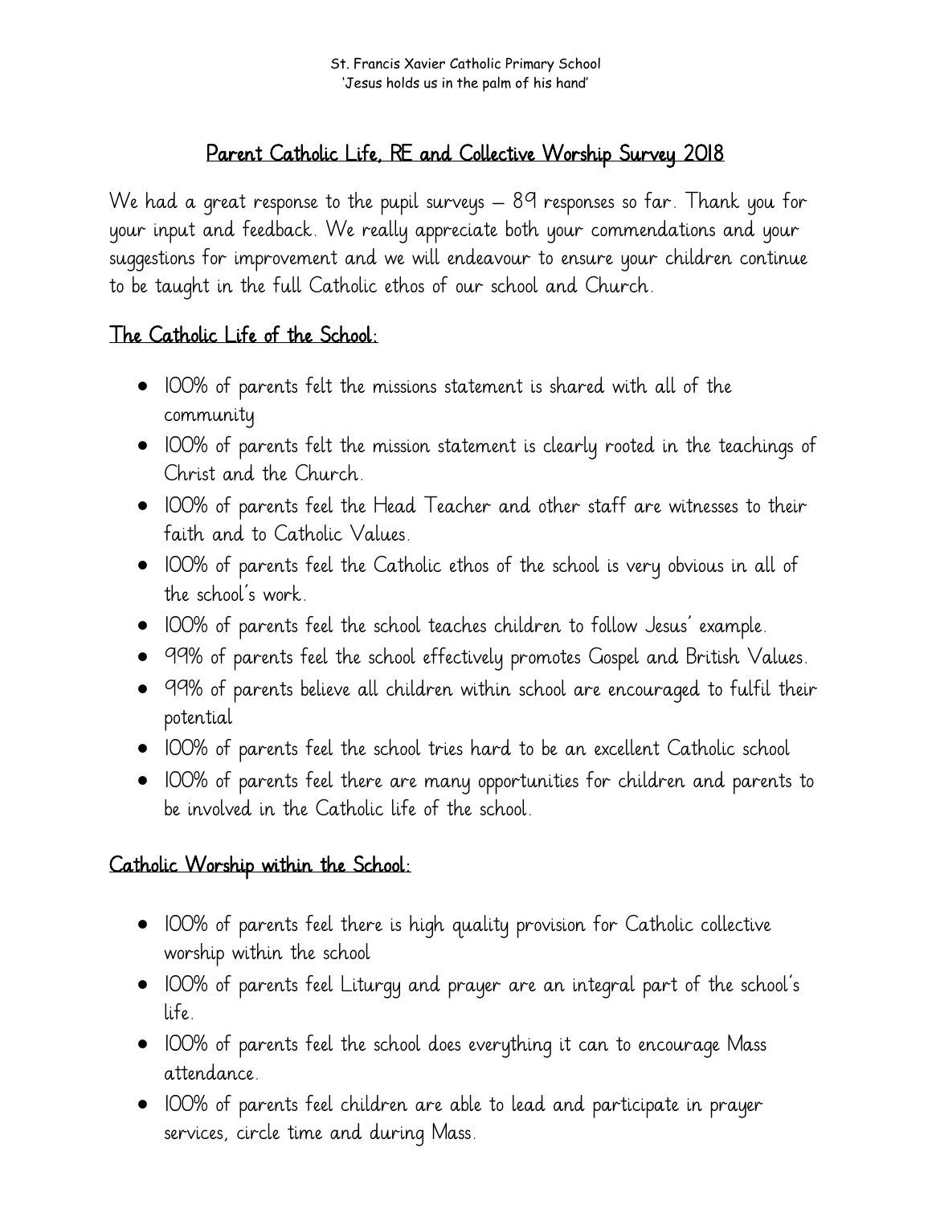St. Francis Xavier Catholic Primary School
'Jesus holds us in the palm of his hand'

# Parent Catholic Life, RE and Collective Worship Survey 2018

We had a great response to the pupil surveys – 89 responses so far. Thank you for your input and feedback. We really appreciate both your commendations and your suggestions for improvement and we will endeavour to ensure your children continue to be taught in the full Catholic ethos of our school and Church.

## The Catholic Life of the School:

- 100% of parents felt the missions statement is shared with all of the community
- 100% of parents felt the mission statement is clearly rooted in the teachings of Christ and the Church.
- 100% of parents feel the Head Teacher and other staff are witnesses to their faith and to Catholic Values.
- 100% of parents feel the Catholic ethos of the school is very obvious in all of the school's work.
- 100% of parents feel the school teaches children to follow Jesus' example.
- 99% of parents feel the school effectively promotes Gospel and British Values.
- 99% of parents believe all children within school are encouraged to fulfil their potential
- 100% of parents feel the school tries hard to be an excellent Catholic school
- 100% of parents feel there are many opportunities for children and parents to be involved in the Catholic life of the school.

## Catholic Worship within the School:

- 100% of parents feel there is high quality provision for Catholic collective worship within the school
- 100% of parents feel Liturgy and prayer are an integral part of the school's life.
- 100% of parents feel the school does everything it can to encourage Mass attendance.
- 100% of parents feel children are able to lead and participate in prayer services, circle time and during Mass.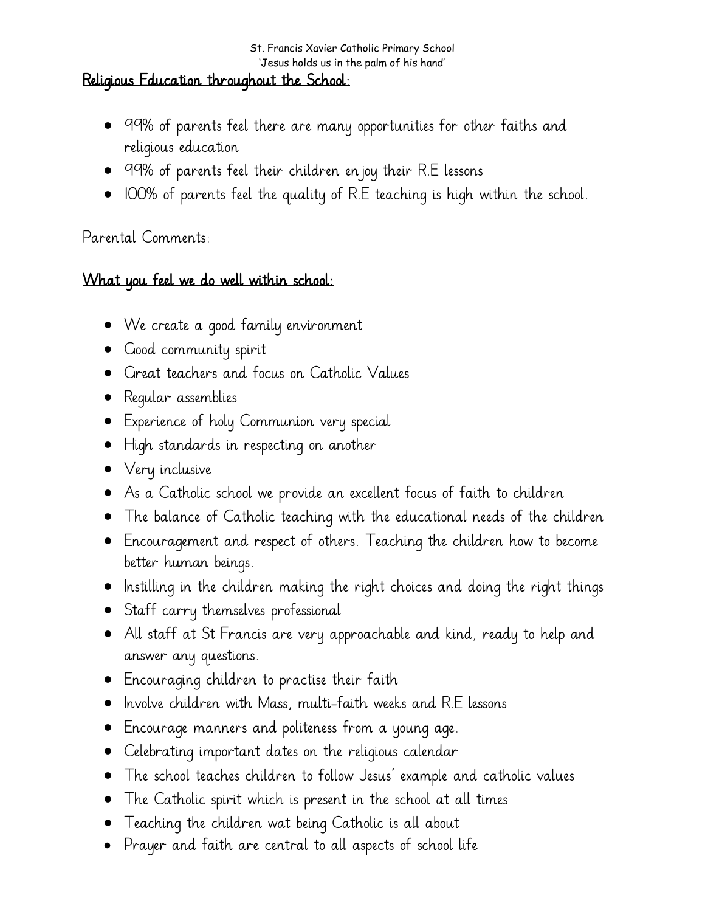## Religious Education throughout the School:

- 99% of parents feel there are many opportunities for other faiths and religious education
- 99% of parents feel their children enjoy their R.E lessons
- 100% of parents feel the quality of R.E teaching is high within the school.

Parental Comments:

## What you feel we do well within school:

- We create a good family environment
- Good community spirit
- Great teachers and focus on Catholic Values
- Regular assemblies
- Experience of holy Communion very special
- High standards in respecting on another
- Very inclusive
- As a Catholic school we provide an excellent focus of faith to children
- The balance of Catholic teaching with the educational needs of the children
- Encouragement and respect of others. Teaching the children how to become better human beings.
- Instilling in the children making the right choices and doing the right things
- Staff carry themselves professional
- All staff at St Francis are very approachable and kind, ready to help and answer any questions.
- Encouraging children to practise their faith
- Involve children with Mass, multi-faith weeks and R.E lessons
- Encourage manners and politeness from a young age.
- Celebrating important dates on the religious calendar
- The school teaches children to follow Jesus' example and catholic values
- The Catholic spirit which is present in the school at all times
- Teaching the children wat being Catholic is all about
- Prayer and faith are central to all aspects of school life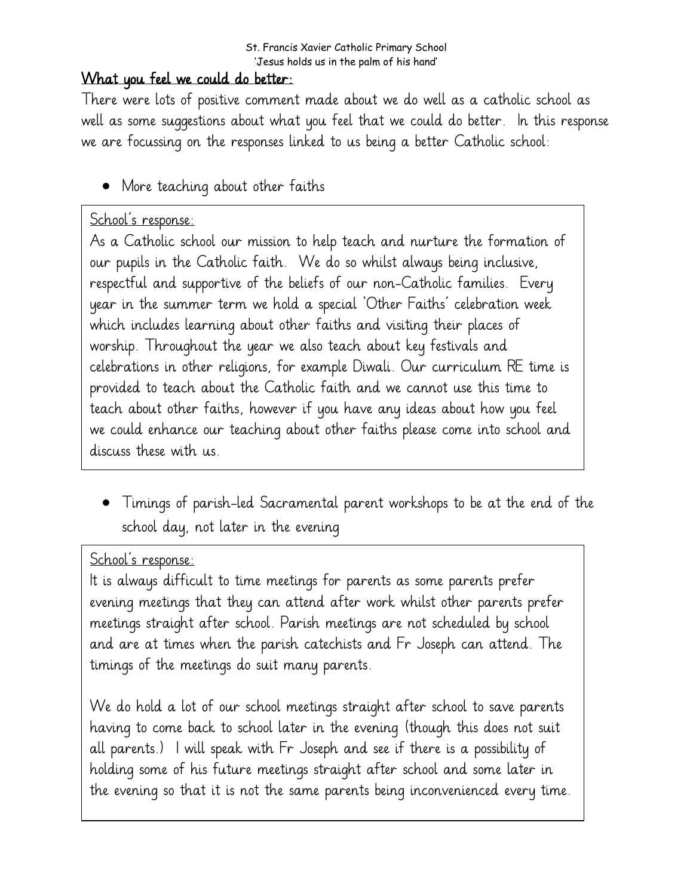## What you feel we could do better:

There were lots of positive comment made about we do well as a catholic school as well as some suggestions about what you feel that we could do better. In this response we are focussing on the responses linked to us being a better Catholic school:

- More teaching about other faiths

> School's response:
>
> As a Catholic school our mission to help teach and nurture the formation of our pupils in the Catholic faith. We do so whilst always being inclusive, respectful and supportive of the beliefs of our non-Catholic families. Every year in the summer term we hold a special 'Other Faiths' celebration week which includes learning about other faiths and visiting their places of worship. Throughout the year we also teach about key festivals and celebrations in other religions, for example Diwali. Our curriculum RE time is provided to teach about the Catholic faith and we cannot use this time to teach about other faiths, however if you have any ideas about how you feel we could enhance our teaching about other faiths please come into school and discuss these with us.

- Timings of parish-led Sacramental parent workshops to be at the end of the school day, not later in the evening

> School's response:
>
> It is always difficult to time meetings for parents as some parents prefer evening meetings that they can attend after work whilst other parents prefer meetings straight after school. Parish meetings are not scheduled by school and are at times when the parish catechists and Fr Joseph can attend. The timings of the meetings do suit many parents.
>
> We do hold a lot of our school meetings straight after school to save parents having to come back to school later in the evening (though this does not suit all parents.) I will speak with Fr Joseph and see if there is a possibility of holding some of his future meetings straight after school and some later in the evening so that it is not the same parents being inconvenienced every time.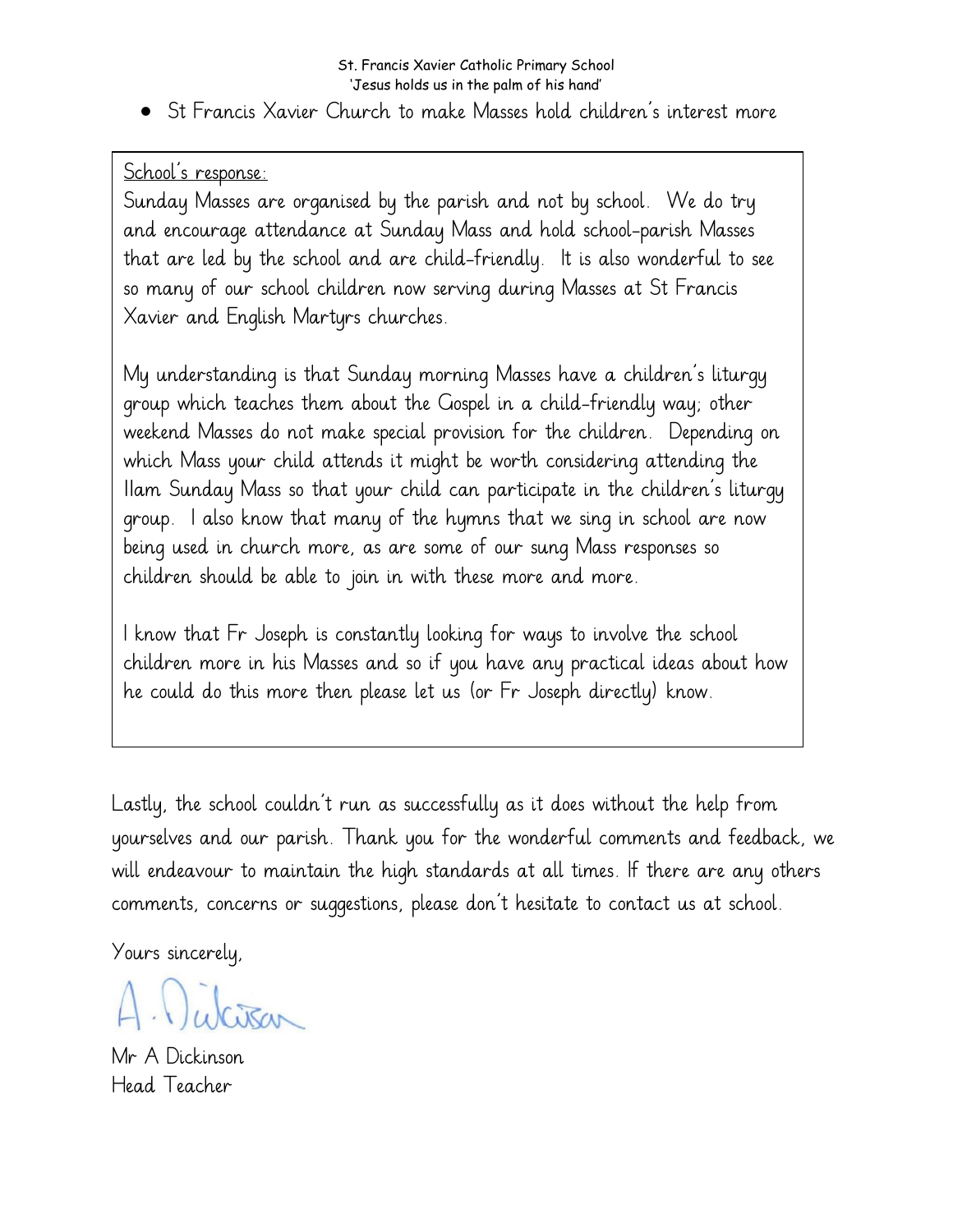- St Francis Xavier Church to make Masses hold children's interest more

School's response:

Sunday Masses are organised by the parish and not by school. We do try and encourage attendance at Sunday Mass and hold school-parish Masses that are led by the school and are child-friendly. It is also wonderful to see so many of our school children now serving during Masses at St Francis Xavier and English Martyrs churches.

My understanding is that Sunday morning Masses have a children's liturgy group which teaches them about the Gospel in a child-friendly way; other weekend Masses do not make special provision for the children. Depending on which Mass your child attends it might be worth considering attending the 11am Sunday Mass so that your child can participate in the children's liturgy group. I also know that many of the hymns that we sing in school are now being used in church more, as are some of our sung Mass responses so children should be able to join in with these more and more.

I know that Fr Joseph is constantly looking for ways to involve the school children more in his Masses and so if you have any practical ideas about how he could do this more then please let us (or Fr Joseph directly) know.

Lastly, the school couldn't run as successfully as it does without the help from yourselves and our parish. Thank you for the wonderful comments and feedback, we will endeavour to maintain the high standards at all times. If there are any others comments, concerns or suggestions, please don't hesitate to contact us at school.

Yours sincerely,

A. Dickinson

Mr A Dickinson
Head Teacher